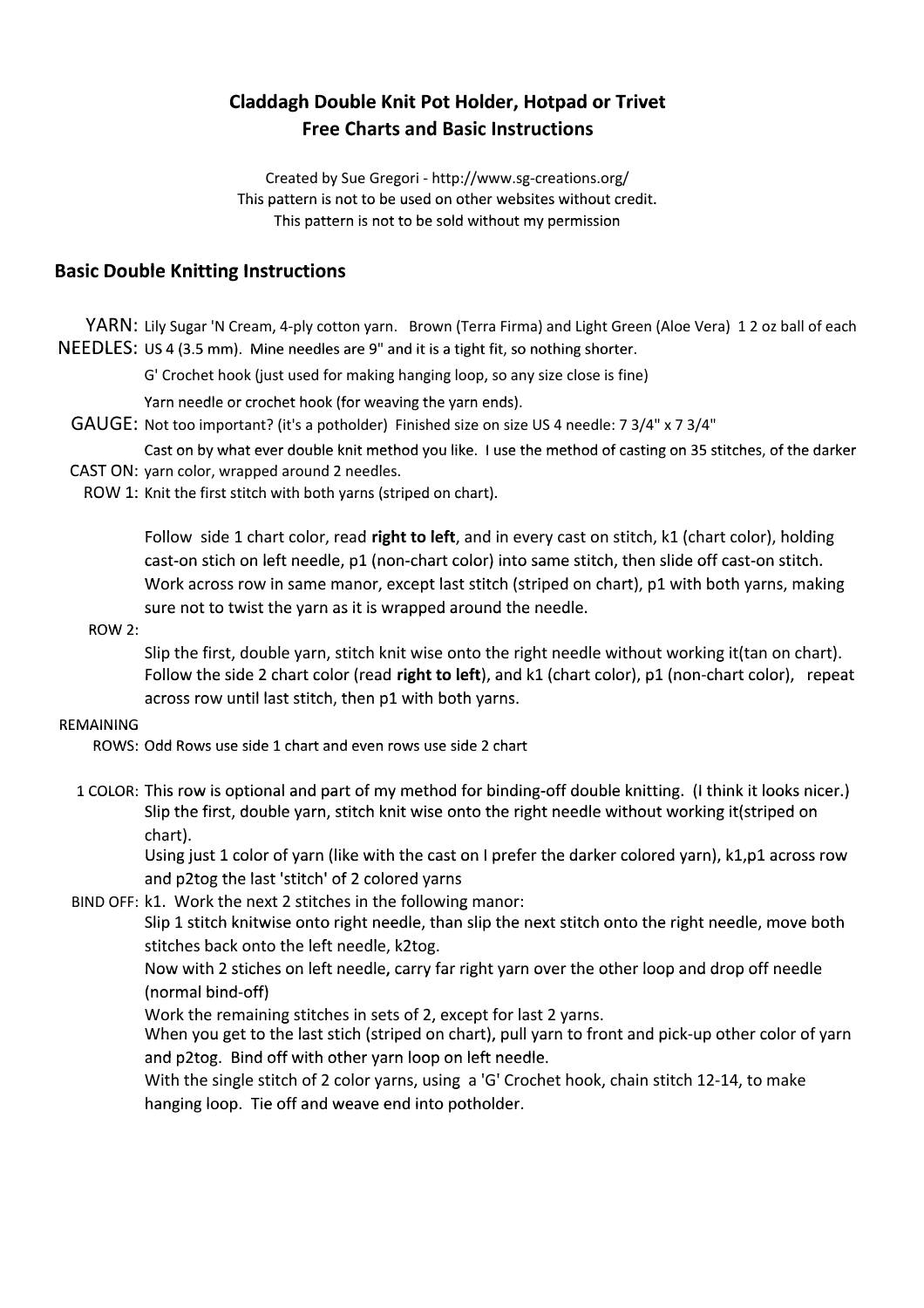# Claddagh Double Knit Pot Holder, Hotpad or Trivet
# Free Charts and Basic Instructions

Created by Sue Gregori - http://www.sg-creations.org/
This pattern is not to be used on other websites without credit.
This pattern is not to be sold without my permission

## Basic Double Knitting Instructions

**YARN:** Lily Sugar 'N Cream, 4-ply cotton yarn. Brown (Terra Firma) and Light Green (Aloe Vera) 1 2 oz ball of each

**NEEDLES:** US 4 (3.5 mm). Mine needles are 9" and it is a tight fit, so nothing shorter.

G' Crochet hook (just used for making hanging loop, so any size close is fine)

Yarn needle or crochet hook (for weaving the yarn ends).

**GAUGE:** Not too important? (it's a potholder) Finished size on size US 4 needle: 7 3/4" x 7 3/4"

**CAST ON:** Cast on by what ever double knit method you like. I use the method of casting on 35 stitches, of the darker yarn color, wrapped around 2 needles.

**ROW 1:** Knit the first stitch with both yarns (striped on chart).

Follow side 1 chart color, read **right to left**, and in every cast on stitch, k1 (chart color), holding cast-on stich on left needle, p1 (non-chart color) into same stitch, then slide off cast-on stitch. Work across row in same manor, except last stitch (striped on chart), p1 with both yarns, making sure not to twist the yarn as it is wrapped around the needle.

**ROW 2:**

Slip the first, double yarn, stitch knit wise onto the right needle without working it(tan on chart). Follow the side 2 chart color (read **right to left**), and k1 (chart color), p1 (non-chart color), repeat across row until last stitch, then p1 with both yarns.

**REMAINING ROWS:** Odd Rows use side 1 chart and even rows use side 2 chart

**1 COLOR:** This row is optional and part of my method for binding-off double knitting. (I think it looks nicer.) Slip the first, double yarn, stitch knit wise onto the right needle without working it(striped on chart).

Using just 1 color of yarn (like with the cast on I prefer the darker colored yarn), k1,p1 across row and p2tog the last 'stitch' of 2 colored yarns

**BIND OFF:** k1. Work the next 2 stitches in the following manor:

Slip 1 stitch knitwise onto right needle, than slip the next stitch onto the right needle, move both stitches back onto the left needle, k2tog.

Now with 2 stiches on left needle, carry far right yarn over the other loop and drop off needle (normal bind-off)

Work the remaining stitches in sets of 2, except for last 2 yarns.

When you get to the last stich (striped on chart), pull yarn to front and pick-up other color of yarn and p2tog. Bind off with other yarn loop on left needle.

With the single stitch of 2 color yarns, using a 'G' Crochet hook, chain stitch 12-14, to make hanging loop. Tie off and weave end into potholder.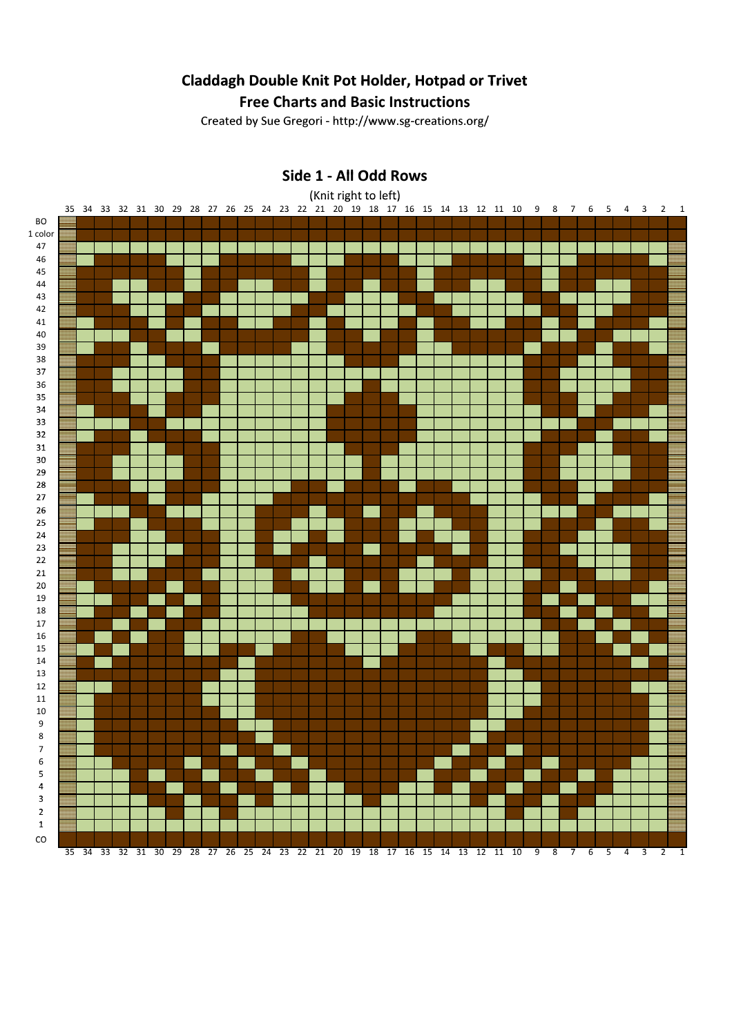# Claddagh Double Knit Pot Holder, Hotpad or Trivet

## Free Charts and Basic Instructions

Created by Sue Gregori - http://www.sg-creations.org/

### Side 1 - All Odd Rows

(Knit right to left)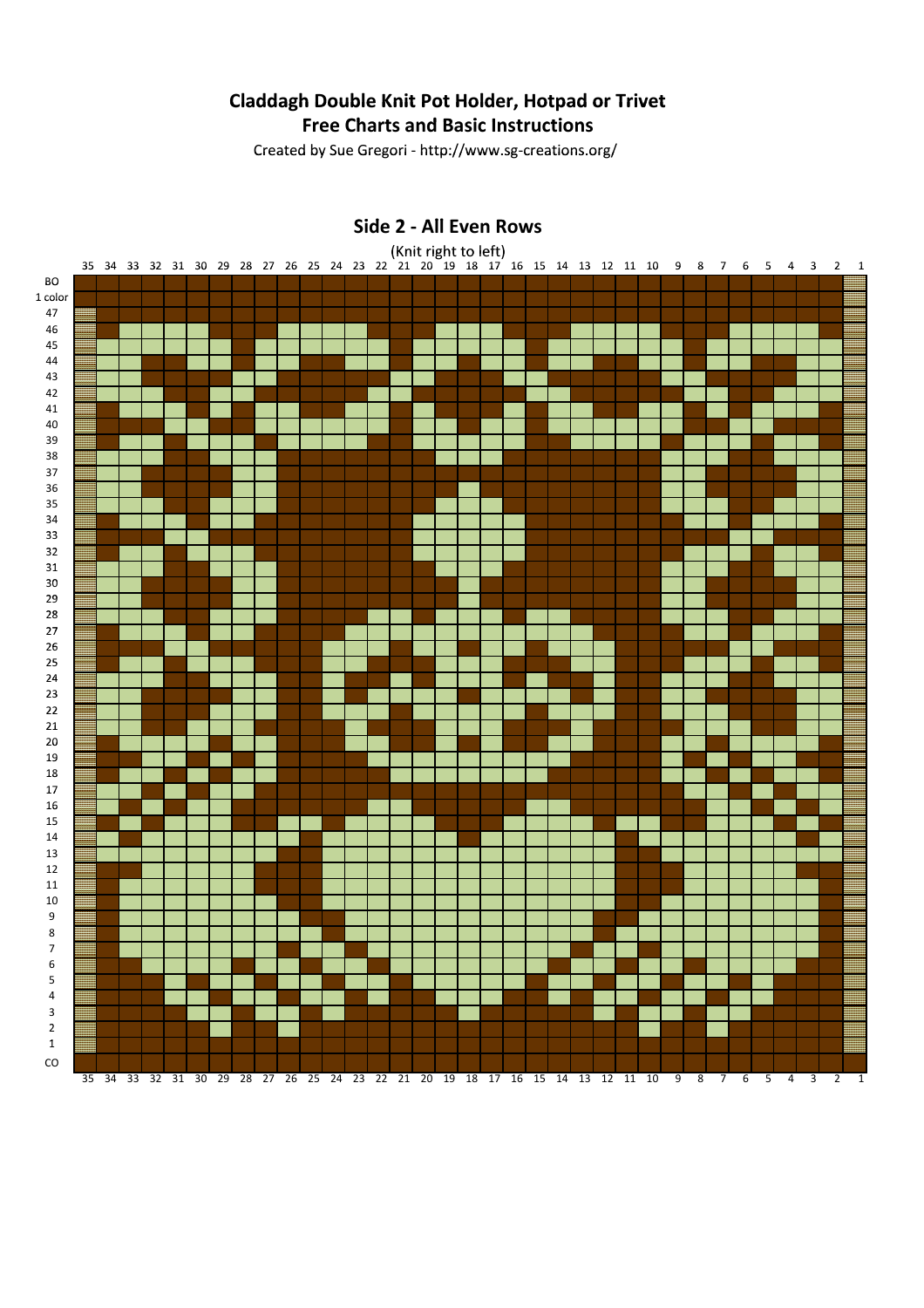# Claddagh Double Knit Pot Holder, Hotpad or Trivet
## Free Charts and Basic Instructions

Created by Sue Gregori - http://www.sg-creations.org/

## Side 2 - All Even Rows

(Knit right to left)

35 34 33 32 31 30 29 28 27 26 25 24 23 22 21 20 19 18 17 16 15 14 13 12 11 10 9 8 7 6 5 4 3 2 1

BO
1 color
47
46
45
44
43
42
41
40
39
38
37
36
35
34
33
32
31
30
29
28
27
26
25
24
23
22
21
20
19
18
17
16
15
14
13
12
11
10
9
8
7
6
5
4
3
2
1
CO

35 34 33 32 31 30 29 28 27 26 25 24 23 22 21 20 19 18 17 16 15 14 13 12 11 10 9 8 7 6 5 4 3 2 1